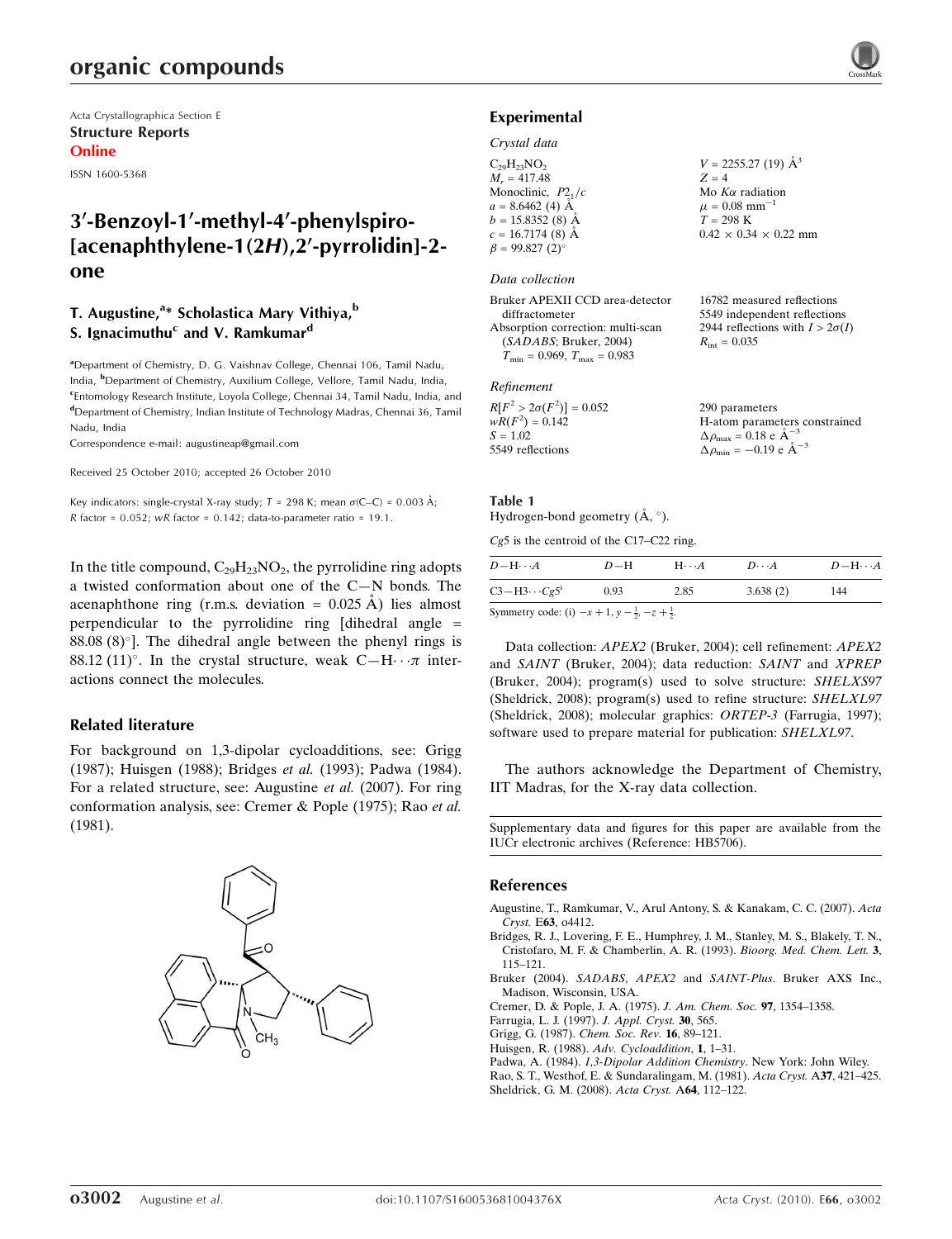# organic compounds

Acta Crystallographica Section E
**Structure Reports Online**
ISSN 1600-5368

# 3′-Benzoyl-1′-methyl-4′-phenylspiro[acenaphthylene-1(2*H*),2′-pyrrolidin]-2-one

**T. Augustine,[a]* Scholastica Mary Vithiya,[b] S. Ignacimuthu[c] and V. Ramkumar[d]**

[a]Department of Chemistry, D. G. Vaishnav College, Chennai 106, Tamil Nadu, India, [b]Department of Chemistry, Auxilium College, Vellore, Tamil Nadu, India, [c]Entomology Research Institute, Loyola College, Chennai 34, Tamil Nadu, India, and [d]Department of Chemistry, Indian Institute of Technology Madras, Chennai 36, Tamil Nadu, India
Correspondence e-mail: augustineap@gmail.com

Received 25 October 2010; accepted 26 October 2010

Key indicators: single-crystal X-ray study; $T$ = 298 K; mean σ(C–C) = 0.003 Å; $R$ factor = 0.052; $wR$ factor = 0.142; data-to-parameter ratio = 19.1.

In the title compound, $C_{29}H_{23}NO_2$, the pyrrolidine ring adopts a twisted conformation about one of the C—N bonds. The acenaphthone ring (r.m.s. deviation = 0.025 Å) lies almost perpendicular to the pyrrolidine ring [dihedral angle = 88.08 (8)°]. The dihedral angle between the phenyl rings is 88.12 (11)°. In the crystal structure, weak C—H···π interactions connect the molecules.

## Related literature

For background on 1,3-dipolar cycloadditions, see: Grigg (1987); Huisgen (1988); Bridges *et al.* (1993); Padwa (1984). For a related structure, see: Augustine *et al.* (2007). For ring conformation analysis, see: Cremer & Pople (1975); Rao *et al.* (1981).

## Experimental

### Crystal data

$C_{29}H_{23}NO_2$
$M_r$ = 417.48
Monoclinic, $P2_1/c$
$a$ = 8.6462 (4) Å
$b$ = 15.8352 (8) Å
$c$ = 16.7174 (8) Å
$\beta$ = 99.827 (2)°
$V$ = 2255.27 (19) Å$^3$
$Z$ = 4
Mo $K\alpha$ radiation
$\mu$ = 0.08 mm$^{-1}$
$T$ = 298 K
0.42 × 0.34 × 0.22 mm

### Data collection

Bruker APEXII CCD area-detector diffractometer
Absorption correction: multi-scan (*SADABS*; Bruker, 2004)
$T_{min}$ = 0.969, $T_{max}$ = 0.983
16782 measured reflections
5549 independent reflections
2944 reflections with $I > 2\sigma(I)$
$R_{int}$ = 0.035

### Refinement

$R[F^2 > 2\sigma(F^2)]$ = 0.052
$wR(F^2)$ = 0.142
$S$ = 1.02
5549 reflections
290 parameters
H-atom parameters constrained
$\Delta\rho_{max}$ = 0.18 e Å$^{-3}$
$\Delta\rho_{min}$ = −0.19 e Å$^{-3}$

**Table 1**
Hydrogen-bond geometry (Å, °).

*Cg*5 is the centroid of the C17–C22 ring.

| *D*—H···*A* | *D*—H | H···*A* | *D*···*A* | *D*—H···*A* |
|---|---|---|---|---|
| C3—H3···*Cg*5[i] | 0.93 | 2.85 | 3.638 (2) | 144 |

Symmetry code: (i) $-x+1, y-\frac{1}{2}, -z+\frac{1}{2}$.

Data collection: *APEX2* (Bruker, 2004); cell refinement: *APEX2* and *SAINT* (Bruker, 2004); data reduction: *SAINT* and *XPREP* (Bruker, 2004); program(s) used to solve structure: *SHELXS97* (Sheldrick, 2008); program(s) used to refine structure: *SHELXL97* (Sheldrick, 2008); molecular graphics: *ORTEP-3* (Farrugia, 1997); software used to prepare material for publication: *SHELXL97*.

The authors acknowledge the Department of Chemistry, IIT Madras, for the X-ray data collection.

Supplementary data and figures for this paper are available from the IUCr electronic archives (Reference: HB5706).

## References

Augustine, T., Ramkumar, V., Arul Antony, S. & Kanakam, C. C. (2007). *Acta Cryst.* E**63**, o4412.
Bridges, R. J., Lovering, F. E., Humphrey, J. M., Stanley, M. S., Blakely, T. N., Cristofaro, M. F. & Chamberlin, A. R. (1993). *Bioorg. Med. Chem. Lett.* **3**, 115–121.
Bruker (2004). *SADABS*, *APEX2* and *SAINT-Plus*. Bruker AXS Inc., Madison, Wisconsin, USA.
Cremer, D. & Pople, J. A. (1975). *J. Am. Chem. Soc.* **97**, 1354–1358.
Farrugia, L. J. (1997). *J. Appl. Cryst.* **30**, 565.
Grigg, G. (1987). *Chem. Soc. Rev.* **16**, 89–121.
Huisgen, R. (1988). *Adv. Cycloaddition*, **1**, 1–31.
Padwa, A. (1984). *1,3-Dipolar Addition Chemistry*. New York: John Wiley.
Rao, S. T., Westhof, E. & Sundaralingam, M. (1981). *Acta Cryst.* A**37**, 421–425.
Sheldrick, G. M. (2008). *Acta Cryst.* A**64**, 112–122.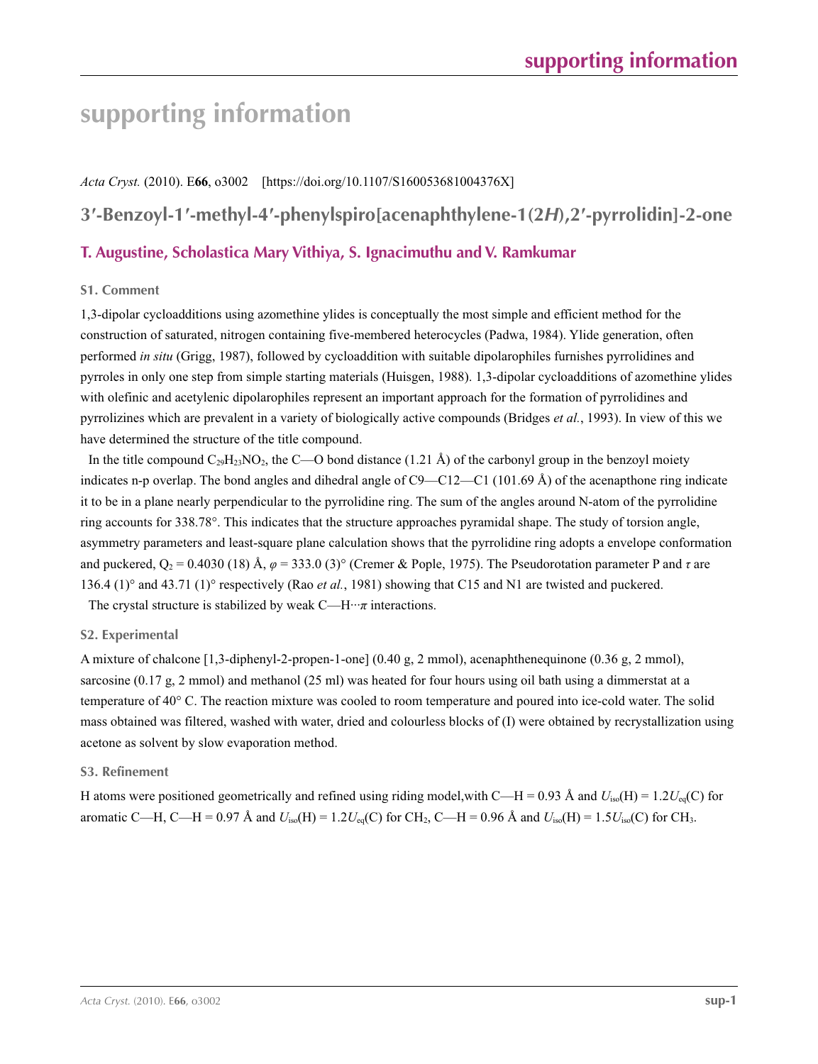# supporting information

*Acta Cryst.* (2010). E**66**, o3002 [https://doi.org/10.1107/S160053681004376X]

## 3′-Benzoyl-1′-methyl-4′-phenylspiro[acenaphthylene-1(2*H*),2′-pyrrolidin]-2-one

### T. Augustine, Scholastica Mary Vithiya, S. Ignacimuthu and V. Ramkumar

### S1. Comment

1,3-dipolar cycloadditions using azomethine ylides is conceptually the most simple and efficient method for the construction of saturated, nitrogen containing five-membered heterocycles (Padwa, 1984). Ylide generation, often performed *in situ* (Grigg, 1987), followed by cycloaddition with suitable dipolarophiles furnishes pyrrolidines and pyrroles in only one step from simple starting materials (Huisgen, 1988). 1,3-dipolar cycloadditions of azomethine ylides with olefinic and acetylenic dipolarophiles represent an important approach for the formation of pyrrolidines and pyrrolizines which are prevalent in a variety of biologically active compounds (Bridges *et al.*, 1993). In view of this we have determined the structure of the title compound.

In the title compound $C_{29}H_{23}NO_2$, the C—O bond distance (1.21 Å) of the carbonyl group in the benzoyl moiety indicates n-p overlap. The bond angles and dihedral angle of C9—C12—C1 (101.69 Å) of the acenapthone ring indicate it to be in a plane nearly perpendicular to the pyrrolidine ring. The sum of the angles around N-atom of the pyrrolidine ring accounts for 338.78°. This indicates that the structure approaches pyramidal shape. The study of torsion angle, asymmetry parameters and least-square plane calculation shows that the pyrrolidine ring adopts a envelope conformation and puckered, $Q_2$ = 0.4030 (18) Å, $\varphi$ = 333.0 (3)° (Cremer & Pople, 1975). The Pseudorotation parameter P and $\tau$ are 136.4 (1)° and 43.71 (1)° respectively (Rao *et al.*, 1981) showing that C15 and N1 are twisted and puckered.

The crystal structure is stabilized by weak C—H···$\pi$ interactions.

### S2. Experimental

A mixture of chalcone [1,3-diphenyl-2-propen-1-one] (0.40 g, 2 mmol), acenaphthenequinone (0.36 g, 2 mmol), sarcosine (0.17 g, 2 mmol) and methanol (25 ml) was heated for four hours using oil bath using a dimmerstat at a temperature of 40° C. The reaction mixture was cooled to room temperature and poured into ice-cold water. The solid mass obtained was filtered, washed with water, dried and colourless blocks of (I) were obtained by recrystallization using acetone as solvent by slow evaporation method.

### S3. Refinement

H atoms were positioned geometrically and refined using riding model,with C—H = 0.93 Å and $U_{iso}$(H) = 1.2$U_{eq}$(C) for aromatic C—H, C—H = 0.97 Å and $U_{iso}$(H) = 1.2$U_{eq}$(C) for $CH_2$, C—H = 0.96 Å and $U_{iso}$(H) = 1.5$U_{iso}$(C) for $CH_3$.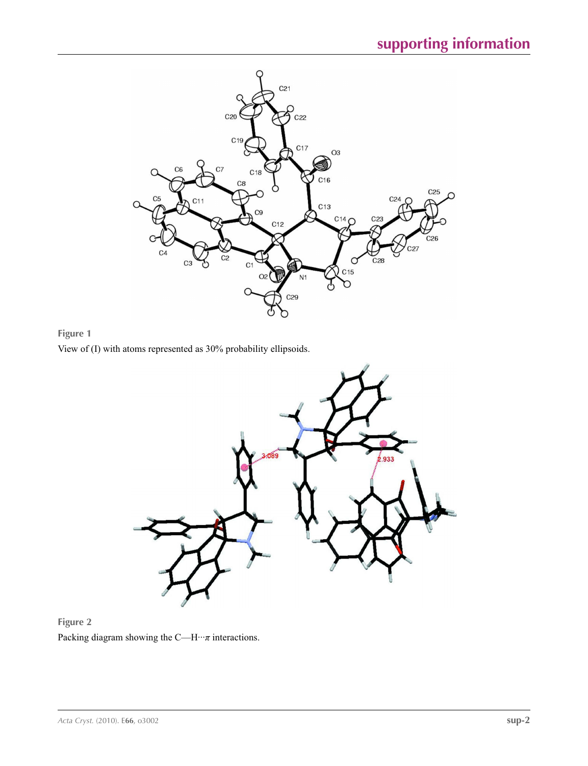**Figure 1**

View of (I) with atoms represented as 30% probability ellipsoids.

**Figure 2**

Packing diagram showing the C—H···$\pi$ interactions.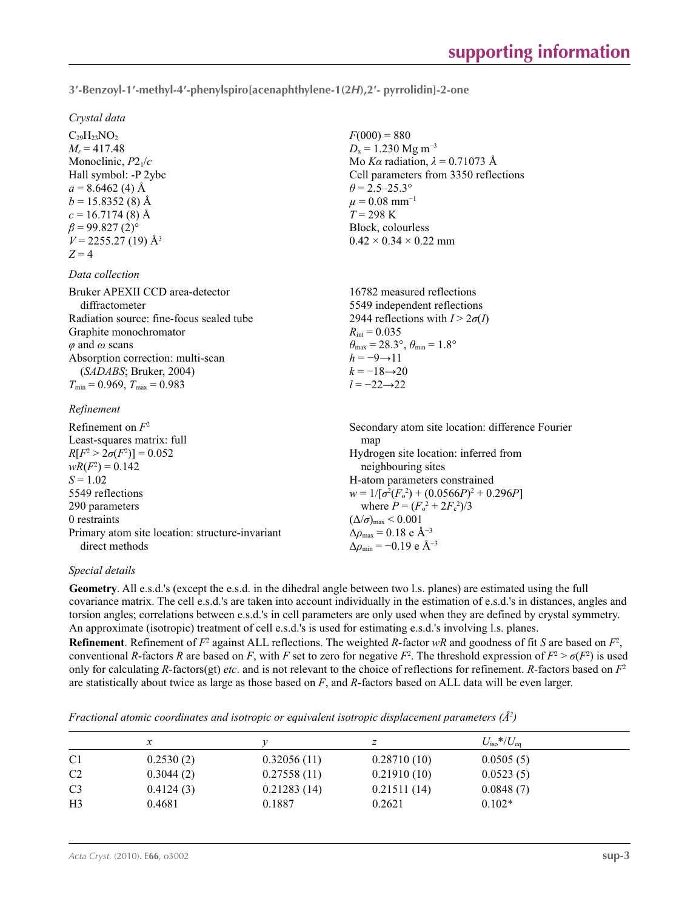**3′-Benzoyl-1′-methyl-4′-phenylspiro[acenaphthylene-1(2*H*),2′- pyrrolidin]-2-one**

*Crystal data*

$C_{29}H_{23}NO_2$
$M_r = 417.48$
Monoclinic, $P2_1/c$
Hall symbol: -P 2ybc
$a = 8.6462$ (4) Å
$b = 15.8352$ (8) Å
$c = 16.7174$ (8) Å
$\beta = 99.827$ (2)°
$V = 2255.27$ (19) Å$^3$
$Z = 4$

$F(000) = 880$
$D_x = 1.230$ Mg m$^{-3}$
Mo $K\alpha$ radiation, $\lambda = 0.71073$ Å
Cell parameters from 3350 reflections
$\theta = 2.5$–25.3°
$\mu = 0.08$ mm$^{-1}$
$T = 298$ K
Block, colourless
0.42 × 0.34 × 0.22 mm

*Data collection*

Bruker APEXII CCD area-detector diffractometer
Radiation source: fine-focus sealed tube
Graphite monochromator
$\varphi$ and $\omega$ scans
Absorption correction: multi-scan (*SADABS*; Bruker, 2004)
$T_{min} = 0.969$, $T_{max} = 0.983$

16782 measured reflections
5549 independent reflections
2944 reflections with $I > 2\sigma(I)$
$R_{int} = 0.035$
$\theta_{max} = 28.3°$, $\theta_{min} = 1.8°$
$h = -9 \rightarrow 11$
$k = -18 \rightarrow 20$
$l = -22 \rightarrow 22$

*Refinement*

Refinement on $F^2$
Least-squares matrix: full
$R[F^2 > 2\sigma(F^2)] = 0.052$
$wR(F^2) = 0.142$
$S = 1.02$
5549 reflections
290 parameters
0 restraints
Primary atom site location: structure-invariant direct methods

Secondary atom site location: difference Fourier map
Hydrogen site location: inferred from neighbouring sites
H-atom parameters constrained
$w = 1/[\sigma^2(F_o^2) + (0.0566P)^2 + 0.296P]$ where $P = (F_o^2 + 2F_c^2)/3$
$(\Delta/\sigma)_{max} < 0.001$
$\Delta\rho_{max} = 0.18$ e Å$^{-3}$
$\Delta\rho_{min} = -0.19$ e Å$^{-3}$

*Special details*

**Geometry**. All e.s.d.'s (except the e.s.d. in the dihedral angle between two l.s. planes) are estimated using the full covariance matrix. The cell e.s.d.'s are taken into account individually in the estimation of e.s.d.'s in distances, angles and torsion angles; correlations between e.s.d.'s in cell parameters are only used when they are defined by crystal symmetry. An approximate (isotropic) treatment of cell e.s.d.'s is used for estimating e.s.d.'s involving l.s. planes.

**Refinement**. Refinement of $F^2$ against ALL reflections. The weighted *R*-factor *wR* and goodness of fit *S* are based on $F^2$, conventional *R*-factors *R* are based on *F*, with *F* set to zero for negative $F^2$. The threshold expression of $F^2 > \sigma(F^2)$ is used only for calculating *R*-factors(gt) *etc*. and is not relevant to the choice of reflections for refinement. *R*-factors based on $F^2$ are statistically about twice as large as those based on *F*, and *R*-factors based on ALL data will be even larger.

*Fractional atomic coordinates and isotropic or equivalent isotropic displacement parameters (Å$^2$)*

| | *x* | *y* | *z* | $U_{iso}$*/$U_{eq}$ |
|---|---|---|---|---|
| C1 | 0.2530 (2) | 0.32056 (11) | 0.28710 (10) | 0.0505 (5) |
| C2 | 0.3044 (2) | 0.27558 (11) | 0.21910 (10) | 0.0523 (5) |
| C3 | 0.4124 (3) | 0.21283 (14) | 0.21511 (14) | 0.0848 (7) |
| H3 | 0.4681 | 0.1887 | 0.2621 | 0.102* |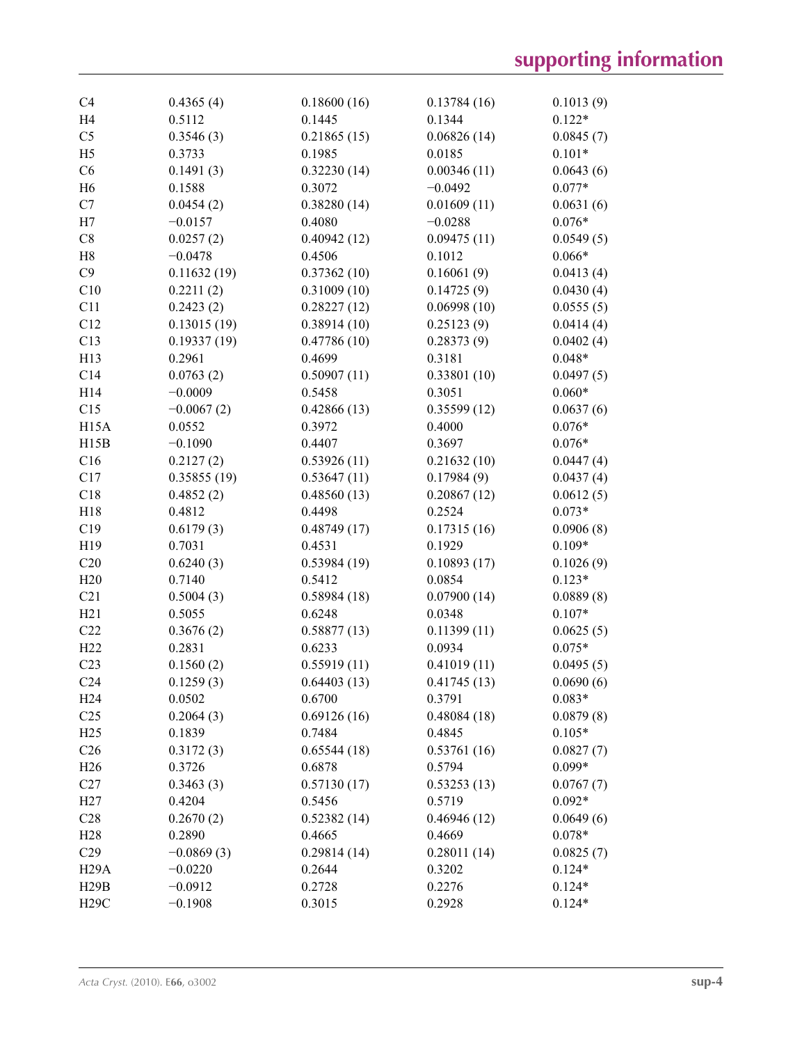| | | | | |
|---|---|---|---|---|
| C4 | 0.4365 (4) | 0.18600 (16) | 0.13784 (16) | 0.1013 (9) |
| H4 | 0.5112 | 0.1445 | 0.1344 | 0.122* |
| C5 | 0.3546 (3) | 0.21865 (15) | 0.06826 (14) | 0.0845 (7) |
| H5 | 0.3733 | 0.1985 | 0.0185 | 0.101* |
| C6 | 0.1491 (3) | 0.32230 (14) | 0.00346 (11) | 0.0643 (6) |
| H6 | 0.1588 | 0.3072 | −0.0492 | 0.077* |
| C7 | 0.0454 (2) | 0.38280 (14) | 0.01609 (11) | 0.0631 (6) |
| H7 | −0.0157 | 0.4080 | −0.0288 | 0.076* |
| C8 | 0.0257 (2) | 0.40942 (12) | 0.09475 (11) | 0.0549 (5) |
| H8 | −0.0478 | 0.4506 | 0.1012 | 0.066* |
| C9 | 0.11632 (19) | 0.37362 (10) | 0.16061 (9) | 0.0413 (4) |
| C10 | 0.2211 (2) | 0.31009 (10) | 0.14725 (9) | 0.0430 (4) |
| C11 | 0.2423 (2) | 0.28227 (12) | 0.06998 (10) | 0.0555 (5) |
| C12 | 0.13015 (19) | 0.38914 (10) | 0.25123 (9) | 0.0414 (4) |
| C13 | 0.19337 (19) | 0.47786 (10) | 0.28373 (9) | 0.0402 (4) |
| H13 | 0.2961 | 0.4699 | 0.3181 | 0.048* |
| C14 | 0.0763 (2) | 0.50907 (11) | 0.33801 (10) | 0.0497 (5) |
| H14 | −0.0009 | 0.5458 | 0.3051 | 0.060* |
| C15 | −0.0067 (2) | 0.42866 (13) | 0.35599 (12) | 0.0637 (6) |
| H15A | 0.0552 | 0.3972 | 0.4000 | 0.076* |
| H15B | −0.1090 | 0.4407 | 0.3697 | 0.076* |
| C16 | 0.2127 (2) | 0.53926 (11) | 0.21632 (10) | 0.0447 (4) |
| C17 | 0.35855 (19) | 0.53647 (11) | 0.17984 (9) | 0.0437 (4) |
| C18 | 0.4852 (2) | 0.48560 (13) | 0.20867 (12) | 0.0612 (5) |
| H18 | 0.4812 | 0.4498 | 0.2524 | 0.073* |
| C19 | 0.6179 (3) | 0.48749 (17) | 0.17315 (16) | 0.0906 (8) |
| H19 | 0.7031 | 0.4531 | 0.1929 | 0.109* |
| C20 | 0.6240 (3) | 0.53984 (19) | 0.10893 (17) | 0.1026 (9) |
| H20 | 0.7140 | 0.5412 | 0.0854 | 0.123* |
| C21 | 0.5004 (3) | 0.58984 (18) | 0.07900 (14) | 0.0889 (8) |
| H21 | 0.5055 | 0.6248 | 0.0348 | 0.107* |
| C22 | 0.3676 (2) | 0.58877 (13) | 0.11399 (11) | 0.0625 (5) |
| H22 | 0.2831 | 0.6233 | 0.0934 | 0.075* |
| C23 | 0.1560 (2) | 0.55919 (11) | 0.41019 (11) | 0.0495 (5) |
| C24 | 0.1259 (3) | 0.64403 (13) | 0.41745 (13) | 0.0690 (6) |
| H24 | 0.0502 | 0.6700 | 0.3791 | 0.083* |
| C25 | 0.2064 (3) | 0.69126 (16) | 0.48084 (18) | 0.0879 (8) |
| H25 | 0.1839 | 0.7484 | 0.4845 | 0.105* |
| C26 | 0.3172 (3) | 0.65544 (18) | 0.53761 (16) | 0.0827 (7) |
| H26 | 0.3726 | 0.6878 | 0.5794 | 0.099* |
| C27 | 0.3463 (3) | 0.57130 (17) | 0.53253 (13) | 0.0767 (7) |
| H27 | 0.4204 | 0.5456 | 0.5719 | 0.092* |
| C28 | 0.2670 (2) | 0.52382 (14) | 0.46946 (12) | 0.0649 (6) |
| H28 | 0.2890 | 0.4665 | 0.4669 | 0.078* |
| C29 | −0.0869 (3) | 0.29814 (14) | 0.28011 (14) | 0.0825 (7) |
| H29A | −0.0220 | 0.2644 | 0.3202 | 0.124* |
| H29B | −0.0912 | 0.2728 | 0.2276 | 0.124* |
| H29C | −0.1908 | 0.3015 | 0.2928 | 0.124* |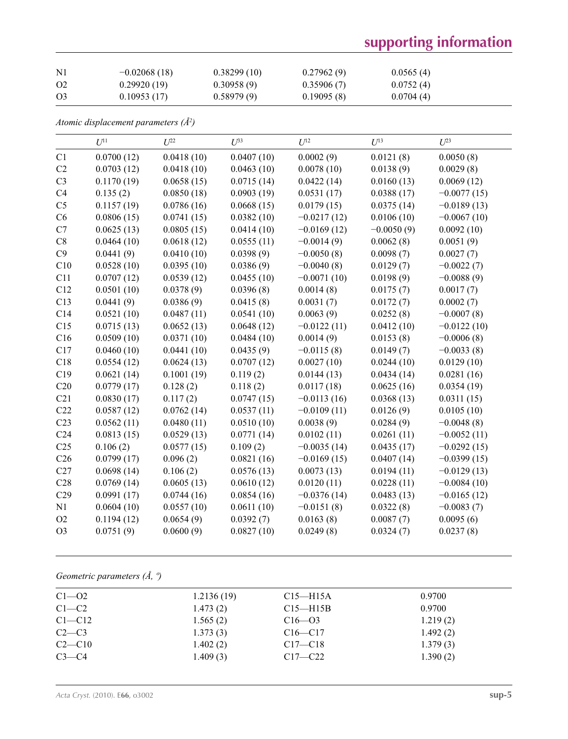| | | | | |
|---|---|---|---|---|
| N1 | −0.02068 (18) | 0.38299 (10) | 0.27962 (9) | 0.0565 (4) |
| O2 | 0.29920 (19) | 0.30958 (9) | 0.35906 (7) | 0.0752 (4) |
| O3 | 0.10953 (17) | 0.58979 (9) | 0.19095 (8) | 0.0704 (4) |

*Atomic displacement parameters (Å²)*

| | $U^{11}$ | $U^{22}$ | $U^{33}$ | $U^{12}$ | $U^{13}$ | $U^{23}$ |
|---|---|---|---|---|---|---|
| C1 | 0.0700 (12) | 0.0418 (10) | 0.0407 (10) | 0.0002 (9) | 0.0121 (8) | 0.0050 (8) |
| C2 | 0.0703 (12) | 0.0418 (10) | 0.0463 (10) | 0.0078 (10) | 0.0138 (9) | 0.0029 (8) |
| C3 | 0.1170 (19) | 0.0658 (15) | 0.0715 (14) | 0.0422 (14) | 0.0160 (13) | 0.0069 (12) |
| C4 | 0.135 (2) | 0.0850 (18) | 0.0903 (19) | 0.0531 (17) | 0.0388 (17) | −0.0077 (15) |
| C5 | 0.1157 (19) | 0.0786 (16) | 0.0668 (15) | 0.0179 (15) | 0.0375 (14) | −0.0189 (13) |
| C6 | 0.0806 (15) | 0.0741 (15) | 0.0382 (10) | −0.0217 (12) | 0.0106 (10) | −0.0067 (10) |
| C7 | 0.0625 (13) | 0.0805 (15) | 0.0414 (10) | −0.0169 (12) | −0.0050 (9) | 0.0092 (10) |
| C8 | 0.0464 (10) | 0.0618 (12) | 0.0555 (11) | −0.0014 (9) | 0.0062 (8) | 0.0051 (9) |
| C9 | 0.0441 (9) | 0.0410 (10) | 0.0398 (9) | −0.0050 (8) | 0.0098 (7) | 0.0027 (7) |
| C10 | 0.0528 (10) | 0.0395 (10) | 0.0386 (9) | −0.0040 (8) | 0.0129 (7) | −0.0022 (7) |
| C11 | 0.0707 (12) | 0.0539 (12) | 0.0455 (10) | −0.0071 (10) | 0.0198 (9) | −0.0088 (9) |
| C12 | 0.0501 (10) | 0.0378 (9) | 0.0396 (8) | 0.0014 (8) | 0.0175 (7) | 0.0017 (7) |
| C13 | 0.0441 (9) | 0.0386 (9) | 0.0415 (8) | 0.0031 (7) | 0.0172 (7) | 0.0002 (7) |
| C14 | 0.0521 (10) | 0.0487 (11) | 0.0541 (10) | 0.0063 (9) | 0.0252 (8) | −0.0007 (8) |
| C15 | 0.0715 (13) | 0.0652 (13) | 0.0648 (12) | −0.0122 (11) | 0.0412 (10) | −0.0122 (10) |
| C16 | 0.0509 (10) | 0.0371 (10) | 0.0484 (10) | 0.0014 (9) | 0.0153 (8) | −0.0006 (8) |
| C17 | 0.0460 (10) | 0.0441 (10) | 0.0435 (9) | −0.0115 (8) | 0.0149 (7) | −0.0033 (8) |
| C18 | 0.0554 (12) | 0.0624 (13) | 0.0707 (12) | 0.0027 (10) | 0.0244 (10) | 0.0129 (10) |
| C19 | 0.0621 (14) | 0.1001 (19) | 0.119 (2) | 0.0144 (13) | 0.0434 (14) | 0.0281 (16) |
| C20 | 0.0779 (17) | 0.128 (2) | 0.118 (2) | 0.0117 (18) | 0.0625 (16) | 0.0354 (19) |
| C21 | 0.0830 (17) | 0.117 (2) | 0.0747 (15) | −0.0113 (16) | 0.0368 (13) | 0.0311 (15) |
| C22 | 0.0587 (12) | 0.0762 (14) | 0.0537 (11) | −0.0109 (11) | 0.0126 (9) | 0.0105 (10) |
| C23 | 0.0562 (11) | 0.0480 (11) | 0.0510 (10) | 0.0038 (9) | 0.0284 (9) | −0.0048 (8) |
| C24 | 0.0813 (15) | 0.0529 (13) | 0.0771 (14) | 0.0102 (11) | 0.0261 (11) | −0.0052 (11) |
| C25 | 0.106 (2) | 0.0577 (15) | 0.109 (2) | −0.0035 (14) | 0.0435 (17) | −0.0292 (15) |
| C26 | 0.0799 (17) | 0.096 (2) | 0.0821 (16) | −0.0169 (15) | 0.0407 (14) | −0.0399 (15) |
| C27 | 0.0698 (14) | 0.106 (2) | 0.0576 (13) | 0.0073 (13) | 0.0194 (11) | −0.0129 (13) |
| C28 | 0.0769 (14) | 0.0605 (13) | 0.0610 (12) | 0.0120 (11) | 0.0228 (11) | −0.0084 (10) |
| C29 | 0.0991 (17) | 0.0744 (16) | 0.0854 (16) | −0.0376 (14) | 0.0483 (13) | −0.0165 (12) |
| N1 | 0.0604 (10) | 0.0557 (10) | 0.0611 (10) | −0.0151 (8) | 0.0322 (8) | −0.0083 (7) |
| O2 | 0.1194 (12) | 0.0654 (9) | 0.0392 (7) | 0.0163 (8) | 0.0087 (7) | 0.0095 (6) |
| O3 | 0.0751 (9) | 0.0600 (9) | 0.0827 (10) | 0.0249 (8) | 0.0324 (7) | 0.0237 (8) |

*Geometric parameters (Å, º)*

| | | | |
|---|---|---|---|
| C1—O2 | 1.2136 (19) | C15—H15A | 0.9700 |
| C1—C2 | 1.473 (2) | C15—H15B | 0.9700 |
| C1—C12 | 1.565 (2) | C16—O3 | 1.219 (2) |
| C2—C3 | 1.373 (3) | C16—C17 | 1.492 (2) |
| C2—C10 | 1.402 (2) | C17—C18 | 1.379 (3) |
| C3—C4 | 1.409 (3) | C17—C22 | 1.390 (2) |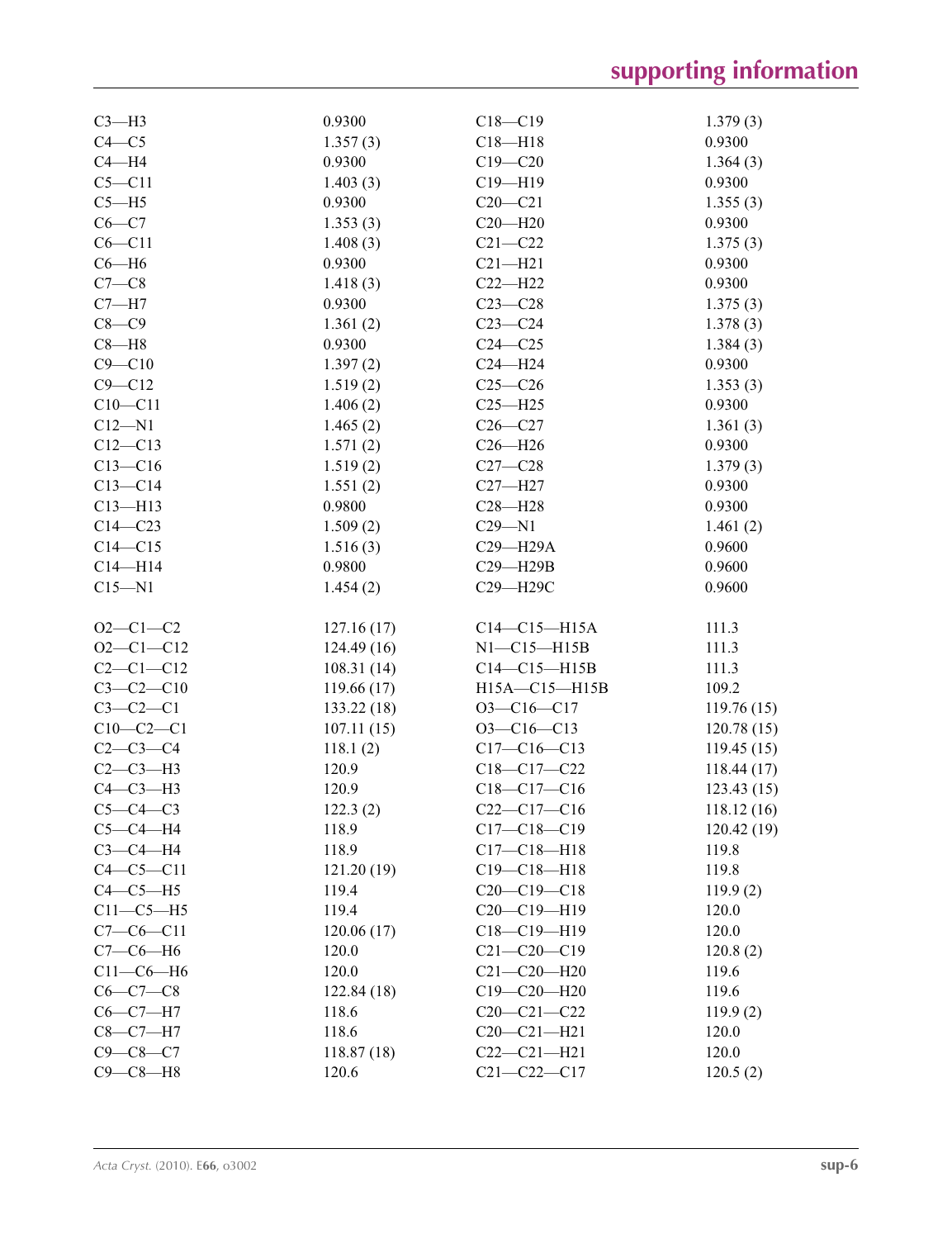| | | | |
|---|---|---|---|
| C3—H3 | 0.9300 | C18—C19 | 1.379 (3) |
| C4—C5 | 1.357 (3) | C18—H18 | 0.9300 |
| C4—H4 | 0.9300 | C19—C20 | 1.364 (3) |
| C5—C11 | 1.403 (3) | C19—H19 | 0.9300 |
| C5—H5 | 0.9300 | C20—C21 | 1.355 (3) |
| C6—C7 | 1.353 (3) | C20—H20 | 0.9300 |
| C6—C11 | 1.408 (3) | C21—C22 | 1.375 (3) |
| C6—H6 | 0.9300 | C21—H21 | 0.9300 |
| C7—C8 | 1.418 (3) | C22—H22 | 0.9300 |
| C7—H7 | 0.9300 | C23—C28 | 1.375 (3) |
| C8—C9 | 1.361 (2) | C23—C24 | 1.378 (3) |
| C8—H8 | 0.9300 | C24—C25 | 1.384 (3) |
| C9—C10 | 1.397 (2) | C24—H24 | 0.9300 |
| C9—C12 | 1.519 (2) | C25—C26 | 1.353 (3) |
| C10—C11 | 1.406 (2) | C25—H25 | 0.9300 |
| C12—N1 | 1.465 (2) | C26—C27 | 1.361 (3) |
| C12—C13 | 1.571 (2) | C26—H26 | 0.9300 |
| C13—C16 | 1.519 (2) | C27—C28 | 1.379 (3) |
| C13—C14 | 1.551 (2) | C27—H27 | 0.9300 |
| C13—H13 | 0.9800 | C28—H28 | 0.9300 |
| C14—C23 | 1.509 (2) | C29—N1 | 1.461 (2) |
| C14—C15 | 1.516 (3) | C29—H29A | 0.9600 |
| C14—H14 | 0.9800 | C29—H29B | 0.9600 |
| C15—N1 | 1.454 (2) | C29—H29C | 0.9600 |

| | | | |
|---|---|---|---|
| O2—C1—C2 | 127.16 (17) | C14—C15—H15A | 111.3 |
| O2—C1—C12 | 124.49 (16) | N1—C15—H15B | 111.3 |
| C2—C1—C12 | 108.31 (14) | C14—C15—H15B | 111.3 |
| C3—C2—C10 | 119.66 (17) | H15A—C15—H15B | 109.2 |
| C3—C2—C1 | 133.22 (18) | O3—C16—C17 | 119.76 (15) |
| C10—C2—C1 | 107.11 (15) | O3—C16—C13 | 120.78 (15) |
| C2—C3—C4 | 118.1 (2) | C17—C16—C13 | 119.45 (15) |
| C2—C3—H3 | 120.9 | C18—C17—C22 | 118.44 (17) |
| C4—C3—H3 | 120.9 | C18—C17—C16 | 123.43 (15) |
| C5—C4—C3 | 122.3 (2) | C22—C17—C16 | 118.12 (16) |
| C5—C4—H4 | 118.9 | C17—C18—C19 | 120.42 (19) |
| C3—C4—H4 | 118.9 | C17—C18—H18 | 119.8 |
| C4—C5—C11 | 121.20 (19) | C19—C18—H18 | 119.8 |
| C4—C5—H5 | 119.4 | C20—C19—C18 | 119.9 (2) |
| C11—C5—H5 | 119.4 | C20—C19—H19 | 120.0 |
| C7—C6—C11 | 120.06 (17) | C18—C19—H19 | 120.0 |
| C7—C6—H6 | 120.0 | C21—C20—C19 | 120.8 (2) |
| C11—C6—H6 | 120.0 | C21—C20—H20 | 119.6 |
| C6—C7—C8 | 122.84 (18) | C19—C20—H20 | 119.6 |
| C6—C7—H7 | 118.6 | C20—C21—C22 | 119.9 (2) |
| C8—C7—H7 | 118.6 | C20—C21—H21 | 120.0 |
| C9—C8—C7 | 118.87 (18) | C22—C21—H21 | 120.0 |
| C9—C8—H8 | 120.6 | C21—C22—C17 | 120.5 (2) |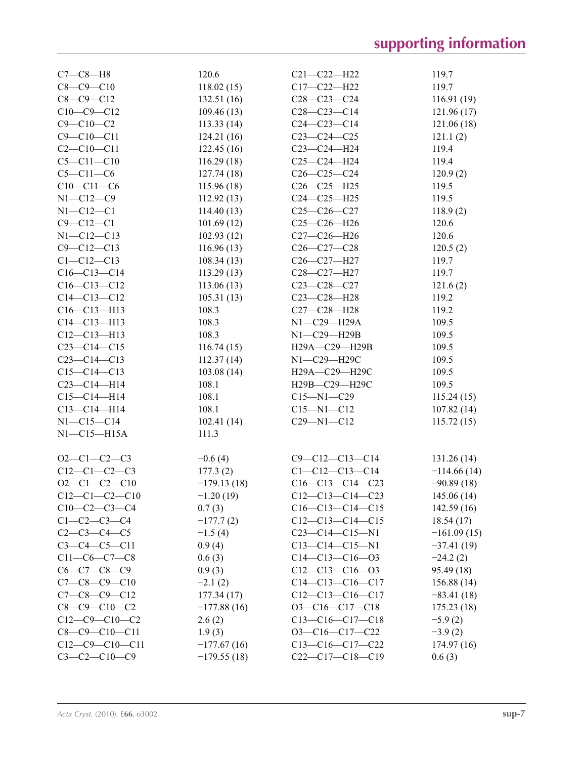| | | | |
|---|---|---|---|
| C7—C8—H8 | 120.6 | C21—C22—H22 | 119.7 |
| C8—C9—C10 | 118.02 (15) | C17—C22—H22 | 119.7 |
| C8—C9—C12 | 132.51 (16) | C28—C23—C24 | 116.91 (19) |
| C10—C9—C12 | 109.46 (13) | C28—C23—C14 | 121.96 (17) |
| C9—C10—C2 | 113.33 (14) | C24—C23—C14 | 121.06 (18) |
| C9—C10—C11 | 124.21 (16) | C23—C24—C25 | 121.1 (2) |
| C2—C10—C11 | 122.45 (16) | C23—C24—H24 | 119.4 |
| C5—C11—C10 | 116.29 (18) | C25—C24—H24 | 119.4 |
| C5—C11—C6 | 127.74 (18) | C26—C25—C24 | 120.9 (2) |
| C10—C11—C6 | 115.96 (18) | C26—C25—H25 | 119.5 |
| N1—C12—C9 | 112.92 (13) | C24—C25—H25 | 119.5 |
| N1—C12—C1 | 114.40 (13) | C25—C26—C27 | 118.9 (2) |
| C9—C12—C1 | 101.69 (12) | C25—C26—H26 | 120.6 |
| N1—C12—C13 | 102.93 (12) | C27—C26—H26 | 120.6 |
| C9—C12—C13 | 116.96 (13) | C26—C27—C28 | 120.5 (2) |
| C1—C12—C13 | 108.34 (13) | C26—C27—H27 | 119.7 |
| C16—C13—C14 | 113.29 (13) | C28—C27—H27 | 119.7 |
| C16—C13—C12 | 113.06 (13) | C23—C28—C27 | 121.6 (2) |
| C14—C13—C12 | 105.31 (13) | C23—C28—H28 | 119.2 |
| C16—C13—H13 | 108.3 | C27—C28—H28 | 119.2 |
| C14—C13—H13 | 108.3 | N1—C29—H29A | 109.5 |
| C12—C13—H13 | 108.3 | N1—C29—H29B | 109.5 |
| C23—C14—C15 | 116.74 (15) | H29A—C29—H29B | 109.5 |
| C23—C14—C13 | 112.37 (14) | N1—C29—H29C | 109.5 |
| C15—C14—C13 | 103.08 (14) | H29A—C29—H29C | 109.5 |
| C23—C14—H14 | 108.1 | H29B—C29—H29C | 109.5 |
| C15—C14—H14 | 108.1 | C15—N1—C29 | 115.24 (15) |
| C13—C14—H14 | 108.1 | C15—N1—C12 | 107.82 (14) |
| N1—C15—C14 | 102.41 (14) | C29—N1—C12 | 115.72 (15) |
| N1—C15—H15A | 111.3 | | |

| | | | |
|---|---|---|---|
| O2—C1—C2—C3 | −0.6 (4) | C9—C12—C13—C14 | 131.26 (14) |
| C12—C1—C2—C3 | 177.3 (2) | C1—C12—C13—C14 | −114.66 (14) |
| O2—C1—C2—C10 | −179.13 (18) | C16—C13—C14—C23 | −90.89 (18) |
| C12—C1—C2—C10 | −1.20 (19) | C12—C13—C14—C23 | 145.06 (14) |
| C10—C2—C3—C4 | 0.7 (3) | C16—C13—C14—C15 | 142.59 (16) |
| C1—C2—C3—C4 | −177.7 (2) | C12—C13—C14—C15 | 18.54 (17) |
| C2—C3—C4—C5 | −1.5 (4) | C23—C14—C15—N1 | −161.09 (15) |
| C3—C4—C5—C11 | 0.9 (4) | C13—C14—C15—N1 | −37.41 (19) |
| C11—C6—C7—C8 | 0.6 (3) | C14—C13—C16—O3 | −24.2 (2) |
| C6—C7—C8—C9 | 0.9 (3) | C12—C13—C16—O3 | 95.49 (18) |
| C7—C8—C9—C10 | −2.1 (2) | C14—C13—C16—C17 | 156.88 (14) |
| C7—C8—C9—C12 | 177.34 (17) | C12—C13—C16—C17 | −83.41 (18) |
| C8—C9—C10—C2 | −177.88 (16) | O3—C16—C17—C18 | 175.23 (18) |
| C12—C9—C10—C2 | 2.6 (2) | C13—C16—C17—C18 | −5.9 (2) |
| C8—C9—C10—C11 | 1.9 (3) | O3—C16—C17—C22 | −3.9 (2) |
| C12—C9—C10—C11 | −177.67 (16) | C13—C16—C17—C22 | 174.97 (16) |
| C3—C2—C10—C9 | −179.55 (18) | C22—C17—C18—C19 | 0.6 (3) |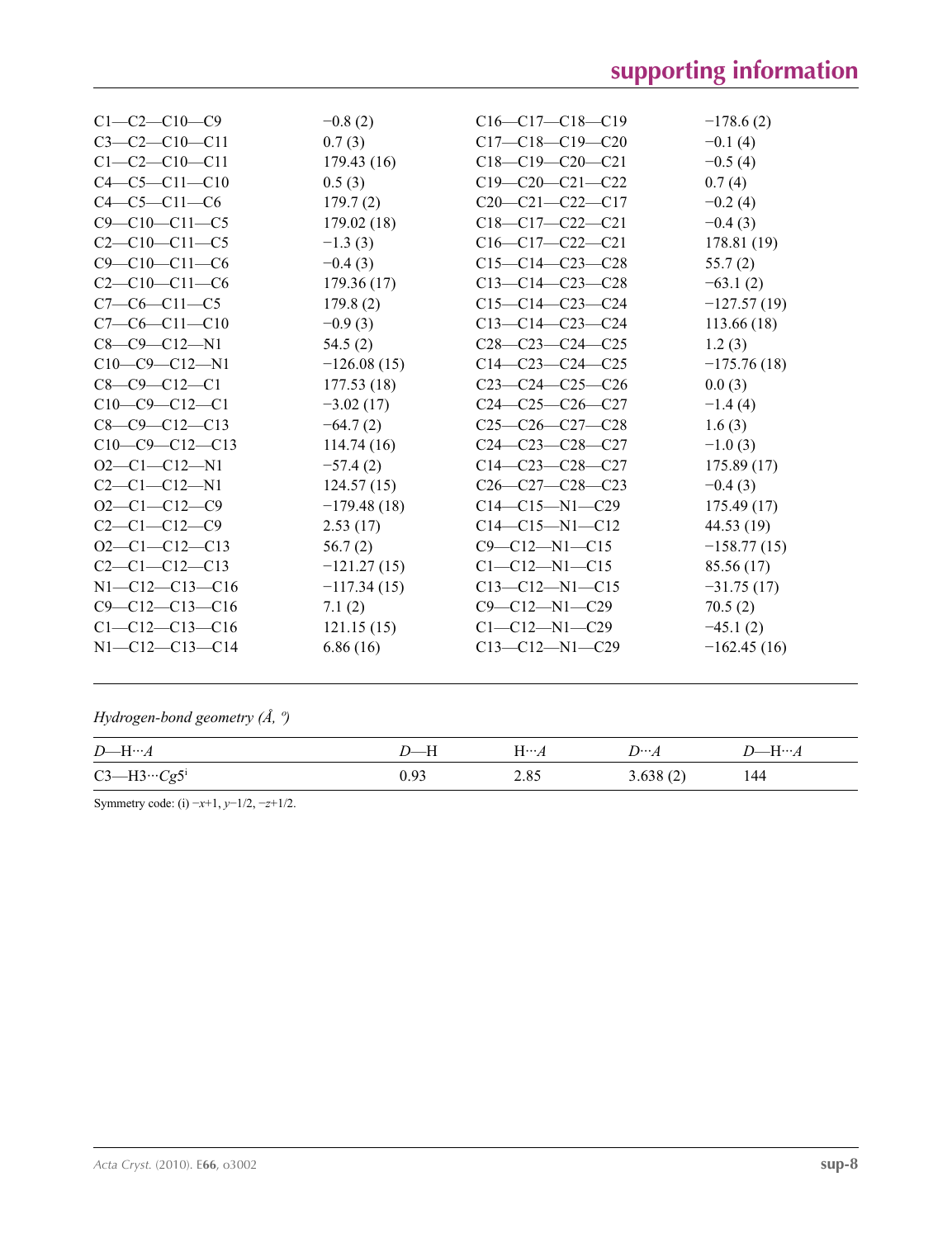| | | | |
|---|---|---|---|
| C1—C2—C10—C9 | −0.8 (2) | C16—C17—C18—C19 | −178.6 (2) |
| C3—C2—C10—C11 | 0.7 (3) | C17—C18—C19—C20 | −0.1 (4) |
| C1—C2—C10—C11 | 179.43 (16) | C18—C19—C20—C21 | −0.5 (4) |
| C4—C5—C11—C10 | 0.5 (3) | C19—C20—C21—C22 | 0.7 (4) |
| C4—C5—C11—C6 | 179.7 (2) | C20—C21—C22—C17 | −0.2 (4) |
| C9—C10—C11—C5 | 179.02 (18) | C18—C17—C22—C21 | −0.4 (3) |
| C2—C10—C11—C5 | −1.3 (3) | C16—C17—C22—C21 | 178.81 (19) |
| C9—C10—C11—C6 | −0.4 (3) | C15—C14—C23—C28 | 55.7 (2) |
| C2—C10—C11—C6 | 179.36 (17) | C13—C14—C23—C28 | −63.1 (2) |
| C7—C6—C11—C5 | 179.8 (2) | C15—C14—C23—C24 | −127.57 (19) |
| C7—C6—C11—C10 | −0.9 (3) | C13—C14—C23—C24 | 113.66 (18) |
| C8—C9—C12—N1 | 54.5 (2) | C28—C23—C24—C25 | 1.2 (3) |
| C10—C9—C12—N1 | −126.08 (15) | C14—C23—C24—C25 | −175.76 (18) |
| C8—C9—C12—C1 | 177.53 (18) | C23—C24—C25—C26 | 0.0 (3) |
| C10—C9—C12—C1 | −3.02 (17) | C24—C25—C26—C27 | −1.4 (4) |
| C8—C9—C12—C13 | −64.7 (2) | C25—C26—C27—C28 | 1.6 (3) |
| C10—C9—C12—C13 | 114.74 (16) | C24—C23—C28—C27 | −1.0 (3) |
| O2—C1—C12—N1 | −57.4 (2) | C14—C23—C28—C27 | 175.89 (17) |
| C2—C1—C12—N1 | 124.57 (15) | C26—C27—C28—C23 | −0.4 (3) |
| O2—C1—C12—C9 | −179.48 (18) | C14—C15—N1—C29 | 175.49 (17) |
| C2—C1—C12—C9 | 2.53 (17) | C14—C15—N1—C12 | 44.53 (19) |
| O2—C1—C12—C13 | 56.7 (2) | C9—C12—N1—C15 | −158.77 (15) |
| C2—C1—C12—C13 | −121.27 (15) | C1—C12—N1—C15 | 85.56 (17) |
| N1—C12—C13—C16 | −117.34 (15) | C13—C12—N1—C15 | −31.75 (17) |
| C9—C12—C13—C16 | 7.1 (2) | C9—C12—N1—C29 | 70.5 (2) |
| C1—C12—C13—C16 | 121.15 (15) | C1—C12—N1—C29 | −45.1 (2) |
| N1—C12—C13—C14 | 6.86 (16) | C13—C12—N1—C29 | −162.45 (16) |

*Hydrogen-bond geometry (Å, º)*

| *D*—H···*A* | *D*—H | H···*A* | *D*···*A* | *D*—H···*A* |
|---|---|---|---|---|
| C3—H3···*Cg*5[i] | 0.93 | 2.85 | 3.638 (2) | 144 |

Symmetry code: (i) −*x*+1, *y*−1/2, −*z*+1/2.